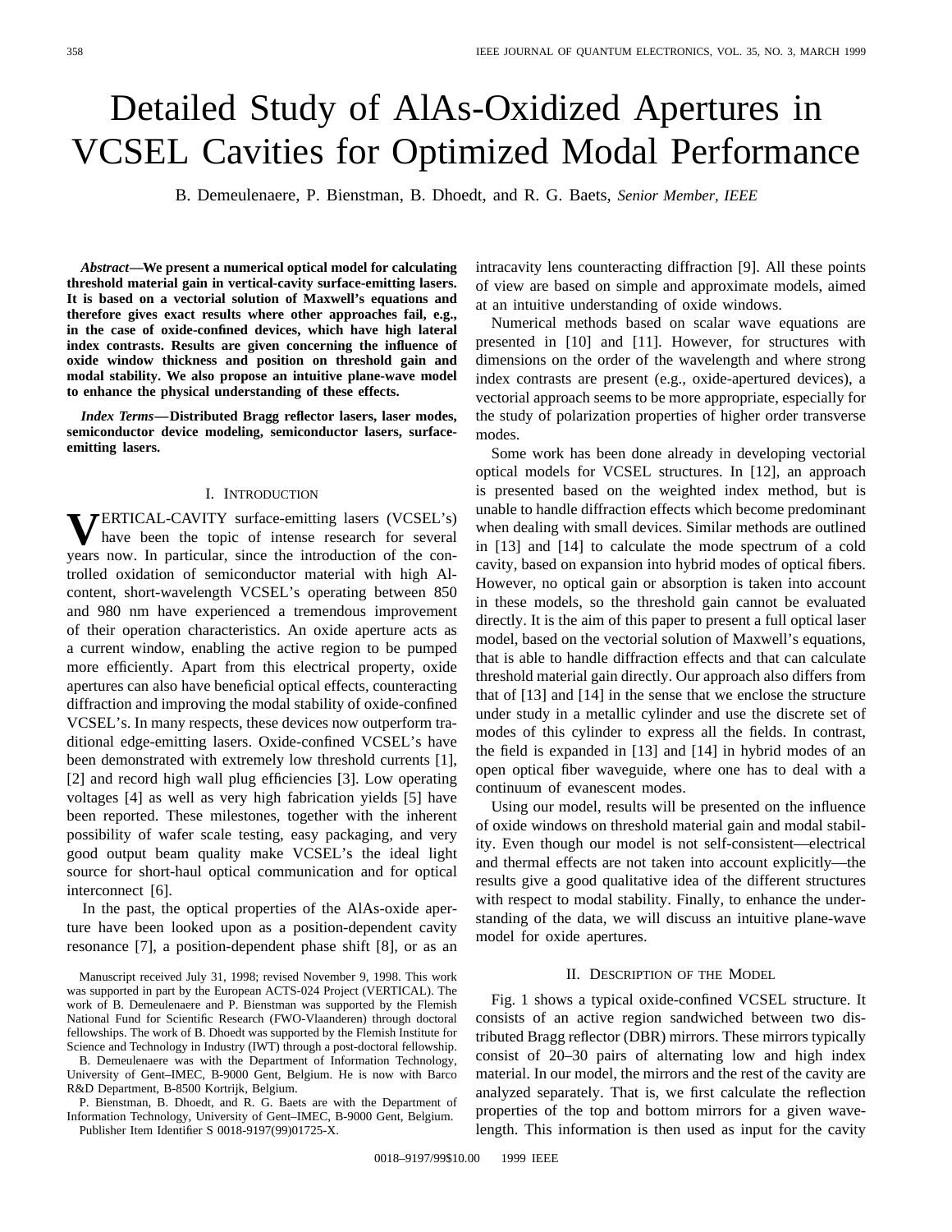# Detailed Study of AlAs-Oxidized Apertures in VCSEL Cavities for Optimized Modal Performance

B. Demeulenaere, P. Bienstman, B. Dhoedt, and R. G. Baets, *Senior Member, IEEE*

***Abstract*—We present a numerical optical model for calculating threshold material gain in vertical-cavity surface-emitting lasers. It is based on a vectorial solution of Maxwell's equations and therefore gives exact results where other approaches fail, e.g., in the case of oxide-confined devices, which have high lateral index contrasts. Results are given concerning the influence of oxide window thickness and position on threshold gain and modal stability. We also propose an intuitive plane-wave model to enhance the physical understanding of these effects.**

***Index Terms*—Distributed Bragg reflector lasers, laser modes, semiconductor device modeling, semiconductor lasers, surface-emitting lasers.**

## I. Introduction

VERTICAL-CAVITY surface-emitting lasers (VCSEL's) have been the topic of intense research for several years now. In particular, since the introduction of the controlled oxidation of semiconductor material with high Al-content, short-wavelength VCSEL's operating between 850 and 980 nm have experienced a tremendous improvement of their operation characteristics. An oxide aperture acts as a current window, enabling the active region to be pumped more efficiently. Apart from this electrical property, oxide apertures can also have beneficial optical effects, counteracting diffraction and improving the modal stability of oxide-confined VCSEL's. In many respects, these devices now outperform traditional edge-emitting lasers. Oxide-confined VCSEL's have been demonstrated with extremely low threshold currents [1], [2] and record high wall plug efficiencies [3]. Low operating voltages [4] as well as very high fabrication yields [5] have been reported. These milestones, together with the inherent possibility of wafer scale testing, easy packaging, and very good output beam quality make VCSEL's the ideal light source for short-haul optical communication and for optical interconnect [6].

In the past, the optical properties of the AlAs-oxide aperture have been looked upon as a position-dependent cavity resonance [7], a position-dependent phase shift [8], or as an intracavity lens counteracting diffraction [9]. All these points of view are based on simple and approximate models, aimed at an intuitive understanding of oxide windows.

Numerical methods based on scalar wave equations are presented in [10] and [11]. However, for structures with dimensions on the order of the wavelength and where strong index contrasts are present (e.g., oxide-apertured devices), a vectorial approach seems to be more appropriate, especially for the study of polarization properties of higher order transverse modes.

Some work has been done already in developing vectorial optical models for VCSEL structures. In [12], an approach is presented based on the weighted index method, but is unable to handle diffraction effects which become predominant when dealing with small devices. Similar methods are outlined in [13] and [14] to calculate the mode spectrum of a cold cavity, based on expansion into hybrid modes of optical fibers. However, no optical gain or absorption is taken into account in these models, so the threshold gain cannot be evaluated directly. It is the aim of this paper to present a full optical laser model, based on the vectorial solution of Maxwell's equations, that is able to handle diffraction effects and that can calculate threshold material gain directly. Our approach also differs from that of [13] and [14] in the sense that we enclose the structure under study in a metallic cylinder and use the discrete set of modes of this cylinder to express all the fields. In contrast, the field is expanded in [13] and [14] in hybrid modes of an open optical fiber waveguide, where one has to deal with a continuum of evanescent modes.

Using our model, results will be presented on the influence of oxide windows on threshold material gain and modal stability. Even though our model is not self-consistent—electrical and thermal effects are not taken into account explicitly—the results give a good qualitative idea of the different structures with respect to modal stability. Finally, to enhance the understanding of the data, we will discuss an intuitive plane-wave model for oxide apertures.

## II. Description of the Model

Fig. 1 shows a typical oxide-confined VCSEL structure. It consists of an active region sandwiched between two distributed Bragg reflector (DBR) mirrors. These mirrors typically consist of 20–30 pairs of alternating low and high index material. In our model, the mirrors and the rest of the cavity are analyzed separately. That is, we first calculate the reflection properties of the top and bottom mirrors for a given wavelength. This information is then used as input for the cavity

---

Manuscript received July 31, 1998; revised November 9, 1998. This work was supported in part by the European ACTS-024 Project (VERTICAL). The work of B. Demeulenaere and P. Bienstman was supported by the Flemish National Fund for Scientific Research (FWO-Vlaanderen) through doctoral fellowships. The work of B. Dhoedt was supported by the Flemish Institute for Science and Technology in Industry (IWT) through a post-doctoral fellowship.

B. Demeulenaere was with the Department of Information Technology, University of Gent–IMEC, B-9000 Gent, Belgium. He is now with Barco R&D Department, B-8500 Kortrijk, Belgium.

P. Bienstman, B. Dhoedt, and R. G. Baets are with the Department of Information Technology, University of Gent–IMEC, B-9000 Gent, Belgium.

Publisher Item Identifier S 0018-9197(99)01725-X.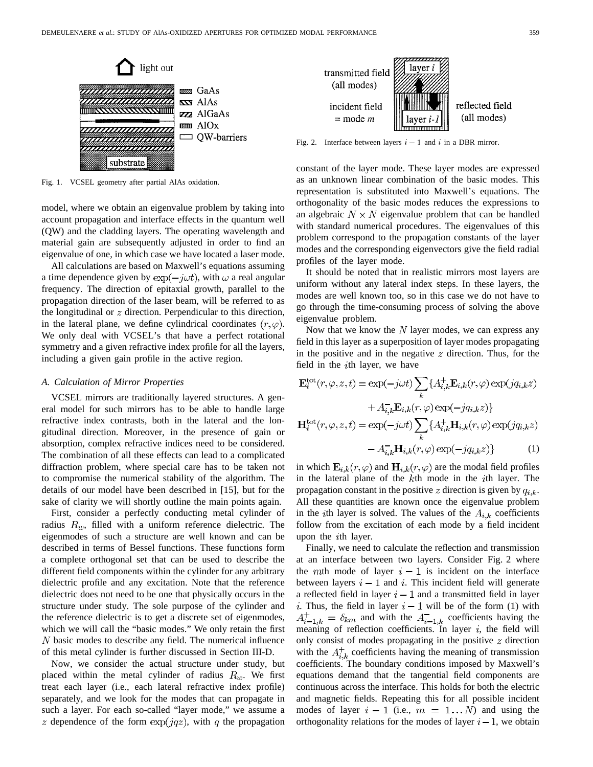Fig. 1. VCSEL geometry after partial AlAs oxidation.

model, where we obtain an eigenvalue problem by taking into account propagation and interface effects in the quantum well (QW) and the cladding layers. The operating wavelength and material gain are subsequently adjusted in order to find an eigenvalue of one, in which case we have located a laser mode.

All calculations are based on Maxwell's equations assuming a time dependence given by $\exp(-j\omega t)$, with $\omega$ a real angular frequency. The direction of epitaxial growth, parallel to the propagation direction of the laser beam, will be referred to as the longitudinal or $z$ direction. Perpendicular to this direction, in the lateral plane, we define cylindrical coordinates $(r, \varphi)$. We only deal with VCSEL's that have a perfect rotational symmetry and a given refractive index profile for all the layers, including a given gain profile in the active region.

### *A. Calculation of Mirror Properties*

VCSEL mirrors are traditionally layered structures. A general model for such mirrors has to be able to handle large refractive index contrasts, both in the lateral and the longitudinal direction. Moreover, in the presence of gain or absorption, complex refractive indices need to be considered. The combination of all these effects can lead to a complicated diffraction problem, where special care has to be taken not to compromise the numerical stability of the algorithm. The details of our model have been described in [15], but for the sake of clarity we will shortly outline the main points again.

First, consider a perfectly conducting metal cylinder of radius $R_w$, filled with a uniform reference dielectric. The eigenmodes of such a structure are well known and can be described in terms of Bessel functions. These functions form a complete orthogonal set that can be used to describe the different field components within the cylinder for any arbitrary dielectric profile and any excitation. Note that the reference dielectric does not need to be one that physically occurs in the structure under study. The sole purpose of the cylinder and the reference dielectric is to get a discrete set of eigenmodes, which we will call the "basic modes." We only retain the first $N$ basic modes to describe any field. The numerical influence of this metal cylinder is further discussed in Section III-D.

Now, we consider the actual structure under study, but placed within the metal cylinder of radius $R_w$. We first treat each layer (i.e., each lateral refractive index profile) separately, and we look for the modes that can propagate in such a layer. For each so-called "layer mode," we assume a $z$ dependence of the form $\exp(jqz)$, with $q$ the propagation constant of the layer mode. These layer modes are expressed as an unknown linear combination of the basic modes. This representation is substituted into Maxwell's equations. The orthogonality of the basic modes reduces the expressions to an algebraic $N \times N$ eigenvalue problem that can be handled with standard numerical procedures. The eigenvalues of this problem correspond to the propagation constants of the layer modes and the corresponding eigenvectors give the field radial profiles of the layer mode.

Fig. 2. Interface between layers $i-1$ and $i$ in a DBR mirror.

It should be noted that in realistic mirrors most layers are uniform without any lateral index steps. In these layers, the modes are well known too, so in this case we do not have to go through the time-consuming process of solving the above eigenvalue problem.

Now that we know the $N$ layer modes, we can express any field in this layer as a superposition of layer modes propagating in the positive and in the negative $z$ direction. Thus, for the field in the $i$th layer, we have

$$
\begin{aligned}
\mathbf{E}_i^{\mathrm{tot}}(r,\varphi,z,t) = \exp(-j\omega t)\sum_k \{ & A_{i,k}^{+}\mathbf{E}_{i,k}(r,\varphi)\exp(jq_{i,k}z) \\
& + A_{i,k}^{-}\mathbf{E}_{i,k}(r,\varphi)\exp(-jq_{i,k}z)\} \\
\mathbf{H}_i^{\mathrm{tot}}(r,\varphi,z,t) = \exp(-j\omega t)\sum_k \{ & A_{i,k}^{+}\mathbf{H}_{i,k}(r,\varphi)\exp(jq_{i,k}z) \\
& - A_{i,k}^{-}\mathbf{H}_{i,k}(r,\varphi)\exp(-jq_{i,k}z)\} \qquad (1)
\end{aligned}
$$

in which $\mathbf{E}_{i,k}(r,\varphi)$ and $\mathbf{H}_{i,k}(r,\varphi)$ are the modal field profiles in the lateral plane of the $k$th mode in the $i$th layer. The propagation constant in the positive $z$ direction is given by $q_{i,k}$. All these quantities are known once the eigenvalue problem in the $i$th layer is solved. The values of the $A_{i,k}$ coefficients follow from the excitation of each mode by a field incident upon the $i$th layer.

Finally, we need to calculate the reflection and transmission at an interface between two layers. Consider Fig. 2 where the $m$th mode of layer $i-1$ is incident on the interface between layers $i-1$ and $i$. This incident field will generate a reflected field in layer $i-1$ and a transmitted field in layer $i$. Thus, the field in layer $i-1$ will be of the form (1) with $A_{i-1,k}^{+} = \delta_{km}$ and with the $A_{i-1,k}^{-}$ coefficients having the meaning of reflection coefficients. In layer $i$, the field will only consist of modes propagating in the positive $z$ direction with the $A_{i,k}^{+}$ coefficients having the meaning of transmission coefficients. The boundary conditions imposed by Maxwell's equations demand that the tangential field components are continuous across the interface. This holds for both the electric and magnetic fields. Repeating this for all possible incident modes of layer $i-1$ (i.e., $m = 1\ldots N$) and using the orthogonality relations for the modes of layer $i-1$, we obtain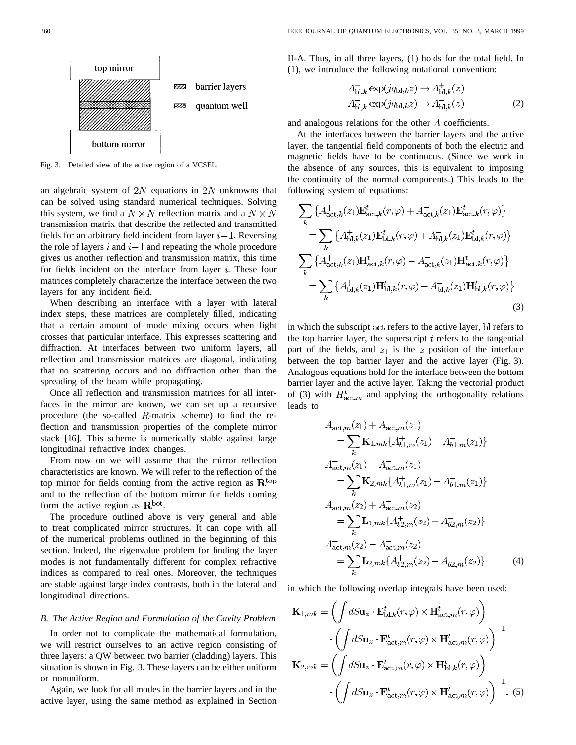Fig. 3. Detailed view of the active region of a VCSEL.

an algebraic system of $2N$ equations in $2N$ unknowns that can be solved using standard numerical techniques. Solving this system, we find a $N \times N$ reflection matrix and a $N \times N$ transmission matrix that describe the reflected and transmitted fields for an arbitrary field incident from layer $i-1$. Reversing the role of layers $i$ and $i-1$ and repeating the whole procedure gives us another reflection and transmission matrix, this time for fields incident on the interface from layer $i$. These four matrices completely characterize the interface between the two layers for any incident field.

When describing an interface with a layer with lateral index steps, these matrices are completely filled, indicating that a certain amount of mode mixing occurs when light crosses that particular interface. This expresses scattering and diffraction. At interfaces between two uniform layers, all reflection and transmission matrices are diagonal, indicating that no scattering occurs and no diffraction other than the spreading of the beam while propagating.

Once all reflection and transmission matrices for all interfaces in the mirror are known, we can set up a recursive procedure (the so-called $R$-matrix scheme) to find the reflection and transmission properties of the complete mirror stack [16]. This scheme is numerically stable against large longitudinal refractive index changes.

From now on we will assume that the mirror reflection characteristics are known. We will refer to the reflection of the top mirror for fields coming from the active region as $\mathbf{R}^{\text{top}}$ and to the reflection of the bottom mirror for fields coming form the active region as $\mathbf{R}^{\text{bot}}$.

The procedure outlined above is very general and able to treat complicated mirror structures. It can cope with all of the numerical problems outlined in the beginning of this section. Indeed, the eigenvalue problem for finding the layer modes is not fundamentally different for complex refractive indices as compared to real ones. Moreover, the techniques are stable against large index contrasts, both in the lateral and longitudinal directions.

### *B. The Active Region and Formulation of the Cavity Problem*

In order not to complicate the mathematical formulation, we will restrict ourselves to an active region consisting of three layers: a QW between two barrier (cladding) layers. This situation is shown in Fig. 3. These layers can be either uniform or nonuniform.

Again, we look for all modes in the barrier layers and in the active layer, using the same method as explained in Section II-A. Thus, in all three layers, (1) holds for the total field. In (1), we introduce the following notational convention:

$$A^{+}_{\text{bl},k} \exp(jq_{\text{bl},k}z) \rightarrow A^{+}_{\text{bl},k}(z)$$
$$A^{-}_{\text{bl},k} \exp(jq_{\text{bl},k}z) \rightarrow A^{-}_{\text{bl},k}(z) \tag{2}$$

and analogous relations for the other $A$ coefficients.

At the interfaces between the barrier layers and the active layer, the tangential field components of both the electric and magnetic fields have to be continuous. (Since we work in the absence of any sources, this is equivalent to imposing the continuity of the normal components.) This leads to the following system of equations:

$$\begin{aligned}
&\sum_k \left\{A^{+}_{\text{act},k}(z_1)\mathbf{E}^{t}_{\text{act},k}(r,\varphi) + A^{-}_{\text{act},k}(z_1)\mathbf{E}^{t}_{\text{act},k}(r,\varphi)\right\} \\
&\quad = \sum_k \left\{A^{+}_{\text{bl},k}(z_1)\mathbf{E}^{t}_{\text{bl},k}(r,\varphi) + A^{-}_{\text{bl},k}(z_1)\mathbf{E}^{t}_{\text{bl},k}(r,\varphi)\right\} \\
&\sum_k \left\{A^{+}_{\text{act},k}(z_1)\mathbf{H}^{t}_{\text{act},k}(r,\varphi) - A^{-}_{\text{act},k}(z_1)\mathbf{H}^{t}_{\text{act},k}(r,\varphi)\right\} \\
&\quad = \sum_k \left\{A^{+}_{\text{bl},k}(z_1)\mathbf{H}^{t}_{\text{bl},k}(r,\varphi) - A^{-}_{\text{bl},k}(z_1)\mathbf{H}^{t}_{\text{bl},k}(r,\varphi)\right\}
\end{aligned} \tag{3}$$

in which the subscript act refers to the active layer, bl refers to the top barrier layer, the superscript $t$ refers to the tangential part of the fields, and $z_1$ is the $z$ position of the interface between the top barrier layer and the active layer (Fig. 3). Analogous equations hold for the interface between the bottom barrier layer and the active layer. Taking the vectorial product of (3) with $H^{t}_{\text{act},m}$ and applying the orthogonality relations leads to

$$\begin{aligned}
&A^{+}_{\text{act},m}(z_1) + A^{-}_{\text{act},m}(z_1) \\
&\quad = \sum_k \mathbf{K}_{1,mk}\{A^{+}_{b1,m}(z_1) + A^{-}_{b1,m}(z_1)\} \\
&A^{+}_{\text{act},m}(z_1) - A^{-}_{\text{act},m}(z_1) \\
&\quad = \sum_k \mathbf{K}_{2,mk}\{A^{+}_{b1,m}(z_1) - A^{-}_{b1,m}(z_1)\} \\
&A^{+}_{\text{act},m}(z_2) + A^{-}_{\text{act},m}(z_2) \\
&\quad = \sum_k \mathbf{L}_{1,mk}\{A^{+}_{b2,m}(z_2) + A^{-}_{b2,m}(z_2)\} \\
&A^{+}_{\text{act},m}(z_2) - A^{-}_{\text{act},m}(z_2) \\
&\quad = \sum_k \mathbf{L}_{2,mk}\{A^{+}_{b2,m}(z_2) - A^{-}_{b2,m}(z_2)\}
\end{aligned} \tag{4}$$

in which the following overlap integrals have been used:

$$\begin{aligned}
\mathbf{K}_{1,mk} &= \left(\int dS\mathbf{u}_z \cdot \mathbf{E}^{t}_{\text{bl},k}(r,\varphi) \times \mathbf{H}^{t}_{\text{act},m}(r,\varphi)\right) \\
&\quad \cdot \left(\int dS\mathbf{u}_z \cdot \mathbf{E}^{t}_{\text{act},m}(r,\varphi) \times \mathbf{H}^{t}_{\text{act},m}(r,\varphi)\right)^{-1} \\
\mathbf{K}_{2,mk} &= \left(\int dS\mathbf{u}_z \cdot \mathbf{E}^{t}_{\text{act},m}(r,\varphi) \times \mathbf{H}^{t}_{\text{bl},k}(r,\varphi)\right) \\
&\quad \cdot \left(\int dS\mathbf{u}_z \cdot \mathbf{E}^{t}_{\text{act},m}(r,\varphi) \times \mathbf{H}^{t}_{\text{act},m}(r,\varphi)\right)^{-1}.
\end{aligned} \tag{5}$$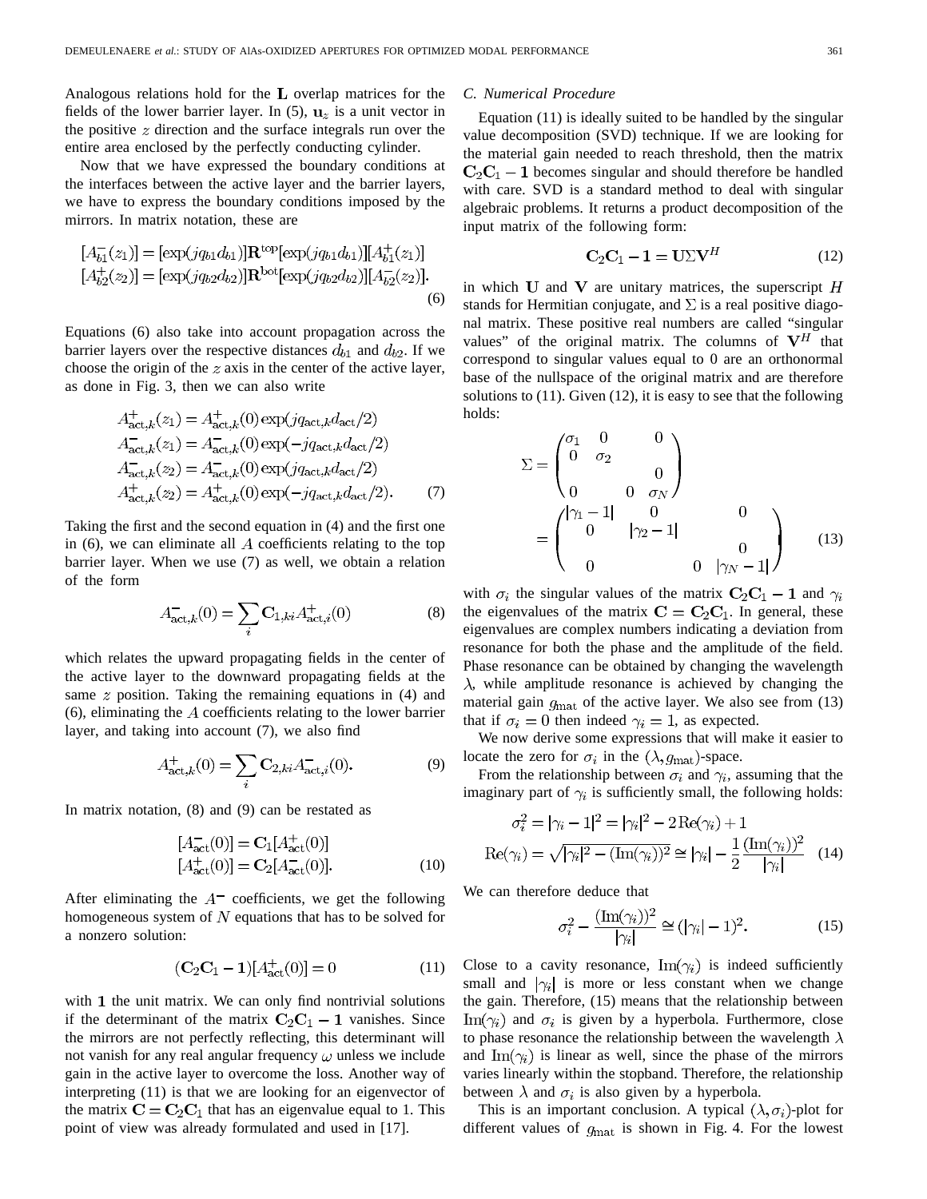Analogous relations hold for the $\mathbf{L}$ overlap matrices for the fields of the lower barrier layer. In (5), $\mathbf{u}_z$ is a unit vector in the positive $z$ direction and the surface integrals run over the entire area enclosed by the perfectly conducting cylinder.

Now that we have expressed the boundary conditions at the interfaces between the active layer and the barrier layers, we have to express the boundary conditions imposed by the mirrors. In matrix notation, these are

$$
\begin{aligned}
[A_{b1}^{-}(z_1)] &= [\exp(jq_{b1}d_{b1})]\mathbf{R}^{\text{top}}[\exp(jq_{b1}d_{b1})][A_{b1}^{+}(z_1)] \\
[A_{b2}^{+}(z_2)] &= [\exp(jq_{b2}d_{b2})]\mathbf{R}^{\text{bot}}[\exp(jq_{b2}d_{b2})][A_{b2}^{-}(z_2)].
\end{aligned} \tag{6}
$$

Equations (6) also take into account propagation across the barrier layers over the respective distances $d_{b1}$ and $d_{b2}$. If we choose the origin of the $z$ axis in the center of the active layer, as done in Fig. 3, then we can also write

$$
\begin{aligned}
A_{\text{act},k}^{+}(z_1) &= A_{\text{act},k}^{+}(0)\exp(jq_{\text{act},k}d_{\text{act}}/2) \\
A_{\text{act},k}^{-}(z_1) &= A_{\text{act},k}^{-}(0)\exp(-jq_{\text{act},k}d_{\text{act}}/2) \\
A_{\text{act},k}^{-}(z_2) &= A_{\text{act},k}^{-}(0)\exp(jq_{\text{act},k}d_{\text{act}}/2) \\
A_{\text{act},k}^{+}(z_2) &= A_{\text{act},k}^{+}(0)\exp(-jq_{\text{act},k}d_{\text{act}}/2).
\end{aligned} \tag{7}
$$

Taking the first and the second equation in (4) and the first one in (6), we can eliminate all $A$ coefficients relating to the top barrier layer. When we use (7) as well, we obtain a relation of the form

$$
A_{\text{act},k}^{-}(0) = \sum_i \mathbf{C}_{1,ki}A_{\text{act},i}^{+}(0) \tag{8}
$$

which relates the upward propagating fields in the center of the active layer to the downward propagating fields at the same $z$ position. Taking the remaining equations in (4) and (6), eliminating the $A$ coefficients relating to the lower barrier layer, and taking into account (7), we also find

$$
A_{\text{act},k}^{+}(0) = \sum_i \mathbf{C}_{2,ki}A_{\text{act},i}^{-}(0). \tag{9}
$$

In matrix notation, (8) and (9) can be restated as

$$
\begin{aligned}
[A_{\text{act}}^{-}(0)] &= \mathbf{C}_1[A_{\text{act}}^{+}(0)] \\
[A_{\text{act}}^{+}(0)] &= \mathbf{C}_2[A_{\text{act}}^{-}(0)].
\end{aligned} \tag{10}
$$

After eliminating the $A^{-}$ coefficients, we get the following homogeneous system of $N$ equations that has to be solved for a nonzero solution:

$$
(\mathbf{C}_2\mathbf{C}_1 - \mathbf{1})[A_{\text{act}}^{+}(0)] = 0 \tag{11}
$$

with $\mathbf{1}$ the unit matrix. We can only find nontrivial solutions if the determinant of the matrix $\mathbf{C}_2\mathbf{C}_1 - \mathbf{1}$ vanishes. Since the mirrors are not perfectly reflecting, this determinant will not vanish for any real angular frequency $\omega$ unless we include gain in the active layer to overcome the loss. Another way of interpreting (11) is that we are looking for an eigenvector of the matrix $\mathbf{C} = \mathbf{C}_2\mathbf{C}_1$ that has an eigenvalue equal to 1. This point of view was already formulated and used in [17].

### C. Numerical Procedure

Equation (11) is ideally suited to be handled by the singular value decomposition (SVD) technique. If we are looking for the material gain needed to reach threshold, then the matrix $\mathbf{C}_2\mathbf{C}_1 - \mathbf{1}$ becomes singular and should therefore be handled with care. SVD is a standard method to deal with singular algebraic problems. It returns a product decomposition of the input matrix of the following form:

$$
\mathbf{C}_2\mathbf{C}_1 - \mathbf{1} = \mathbf{U}\Sigma\mathbf{V}^H \tag{12}
$$

in which $\mathbf{U}$ and $\mathbf{V}$ are unitary matrices, the superscript $H$ stands for Hermitian conjugate, and $\Sigma$ is a real positive diagonal matrix. These positive real numbers are called "singular values" of the original matrix. The columns of $\mathbf{V}^H$ that correspond to singular values equal to 0 are an orthonormal base of the nullspace of the original matrix and are therefore solutions to (11). Given (12), it is easy to see that the following holds:

$$
\Sigma = \begin{pmatrix} \sigma_1 & 0 & & 0 \\ 0 & \sigma_2 & & \\ & & & 0 \\ 0 & & 0 & \sigma_N \end{pmatrix}
= \begin{pmatrix} |\gamma_1 - 1| & 0 & & 0 \\ 0 & |\gamma_2 - 1| & & \\ & & & 0 \\ 0 & & 0 & |\gamma_N - 1| \end{pmatrix} \tag{13}
$$

with $\sigma_i$ the singular values of the matrix $\mathbf{C}_2\mathbf{C}_1 - \mathbf{1}$ and $\gamma_i$ the eigenvalues of the matrix $\mathbf{C} = \mathbf{C}_2\mathbf{C}_1$. In general, these eigenvalues are complex numbers indicating a deviation from resonance for both the phase and the amplitude of the field. Phase resonance can be obtained by changing the wavelength $\lambda$, while amplitude resonance is achieved by changing the material gain $g_{\text{mat}}$ of the active layer. We also see from (13) that if $\sigma_i = 0$ then indeed $\gamma_i = 1$, as expected.

We now derive some expressions that will make it easier to locate the zero for $\sigma_i$ in the $(\lambda, g_{\text{mat}})$-space.

From the relationship between $\sigma_i$ and $\gamma_i$, assuming that the imaginary part of $\gamma_i$ is sufficiently small, the following holds:

$$
\begin{aligned}
\sigma_i^2 &= |\gamma_i - 1|^2 = |\gamma_i|^2 - 2\,\text{Re}(\gamma_i) + 1 \\
\text{Re}(\gamma_i) &= \sqrt{|\gamma_i|^2 - (\text{Im}(\gamma_i))^2} \cong |\gamma_i| - \frac{1}{2}\frac{(\text{Im}(\gamma_i))^2}{|\gamma_i|}
\end{aligned} \tag{14}
$$

We can therefore deduce that

$$
\sigma_i^2 - \frac{(\text{Im}(\gamma_i))^2}{|\gamma_i|} \cong (|\gamma_i| - 1)^2. \tag{15}
$$

Close to a cavity resonance, $\text{Im}(\gamma_i)$ is indeed sufficiently small and $|\gamma_i|$ is more or less constant when we change the gain. Therefore, (15) means that the relationship between $\text{Im}(\gamma_i)$ and $\sigma_i$ is given by a hyperbola. Furthermore, close to phase resonance the relationship between the wavelength $\lambda$ and $\text{Im}(\gamma_i)$ is linear as well, since the phase of the mirrors varies linearly within the stopband. Therefore, the relationship between $\lambda$ and $\sigma_i$ is also given by a hyperbola.

This is an important conclusion. A typical $(\lambda, \sigma_i)$-plot for different values of $g_{\text{mat}}$ is shown in Fig. 4. For the lowest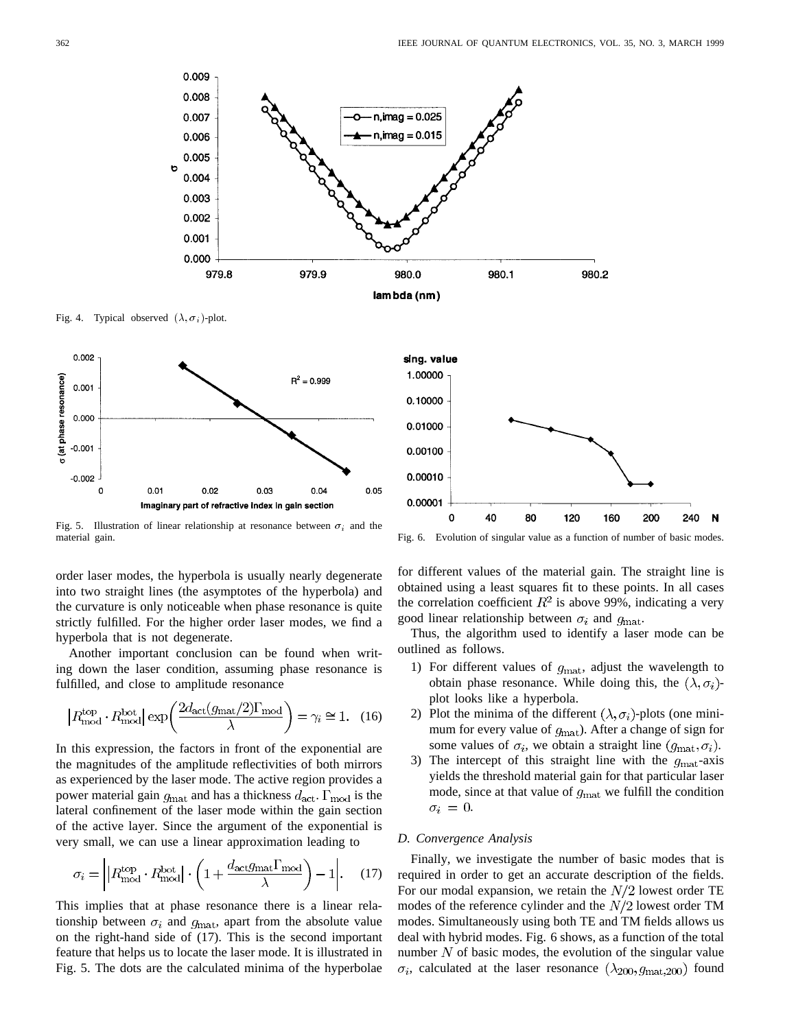Fig. 4. Typical observed $(\lambda, \sigma_i)$-plot.

Fig. 5. Illustration of linear relationship at resonance between $\sigma_i$ and the material gain.

Fig. 6. Evolution of singular value as a function of number of basic modes.

order laser modes, the hyperbola is usually nearly degenerate into two straight lines (the asymptotes of the hyperbola) and the curvature is only noticeable when phase resonance is quite strictly fulfilled. For the higher order laser modes, we find a hyperbola that is not degenerate.

Another important conclusion can be found when writing down the laser condition, assuming phase resonance is fulfilled, and close to amplitude resonance

$$\left|R_{\text{mod}}^{\text{top}} \cdot R_{\text{mod}}^{\text{bot}}\right| \exp\left(\frac{2d_{\text{act}}(g_{\text{mat}}/2)\Gamma_{\text{mod}}}{\lambda}\right) = \gamma_i \cong 1. \quad (16)$$

In this expression, the factors in front of the exponential are the magnitudes of the amplitude reflectivities of both mirrors as experienced by the laser mode. The active region provides a power material gain $g_{\text{mat}}$ and has a thickness $d_{\text{act}}$. $\Gamma_{\text{mod}}$ is the lateral confinement of the laser mode within the gain section of the active layer. Since the argument of the exponential is very small, we can use a linear approximation leading to

$$\sigma_i = \left|\left|R_{\text{mod}}^{\text{top}} \cdot R_{\text{mod}}^{\text{bot}}\right| \cdot \left(1 + \frac{d_{\text{act}} g_{\text{mat}} \Gamma_{\text{mod}}}{\lambda}\right) - 1\right|. \quad (17)$$

This implies that at phase resonance there is a linear relationship between $\sigma_i$ and $g_{\text{mat}}$, apart from the absolute value on the right-hand side of (17). This is the second important feature that helps us to locate the laser mode. It is illustrated in Fig. 5. The dots are the calculated minima of the hyperbolae for different values of the material gain. The straight line is obtained using a least squares fit to these points. In all cases the correlation coefficient $R^2$ is above 99%, indicating a very good linear relationship between $\sigma_i$ and $g_{\text{mat}}$.

Thus, the algorithm used to identify a laser mode can be outlined as follows.

1) For different values of $g_{\text{mat}}$, adjust the wavelength to obtain phase resonance. While doing this, the $(\lambda, \sigma_i)$-plot looks like a hyperbola.
2) Plot the minima of the different $(\lambda, \sigma_i)$-plots (one minimum for every value of $g_{\text{mat}}$). After a change of sign for some values of $\sigma_i$, we obtain a straight line $(g_{\text{mat}}, \sigma_i)$.
3) The intercept of this straight line with the $g_{\text{mat}}$-axis yields the threshold material gain for that particular laser mode, since at that value of $g_{\text{mat}}$ we fulfill the condition $\sigma_i = 0$.

### D. Convergence Analysis

Finally, we investigate the number of basic modes that is required in order to get an accurate description of the fields. For our modal expansion, we retain the $N/2$ lowest order TE modes of the reference cylinder and the $N/2$ lowest order TM modes. Simultaneously using both TE and TM fields allows us deal with hybrid modes. Fig. 6 shows, as a function of the total number $N$ of basic modes, the evolution of the singular value $\sigma_i$, calculated at the laser resonance $(\lambda_{200}, g_{\text{mat},200})$ found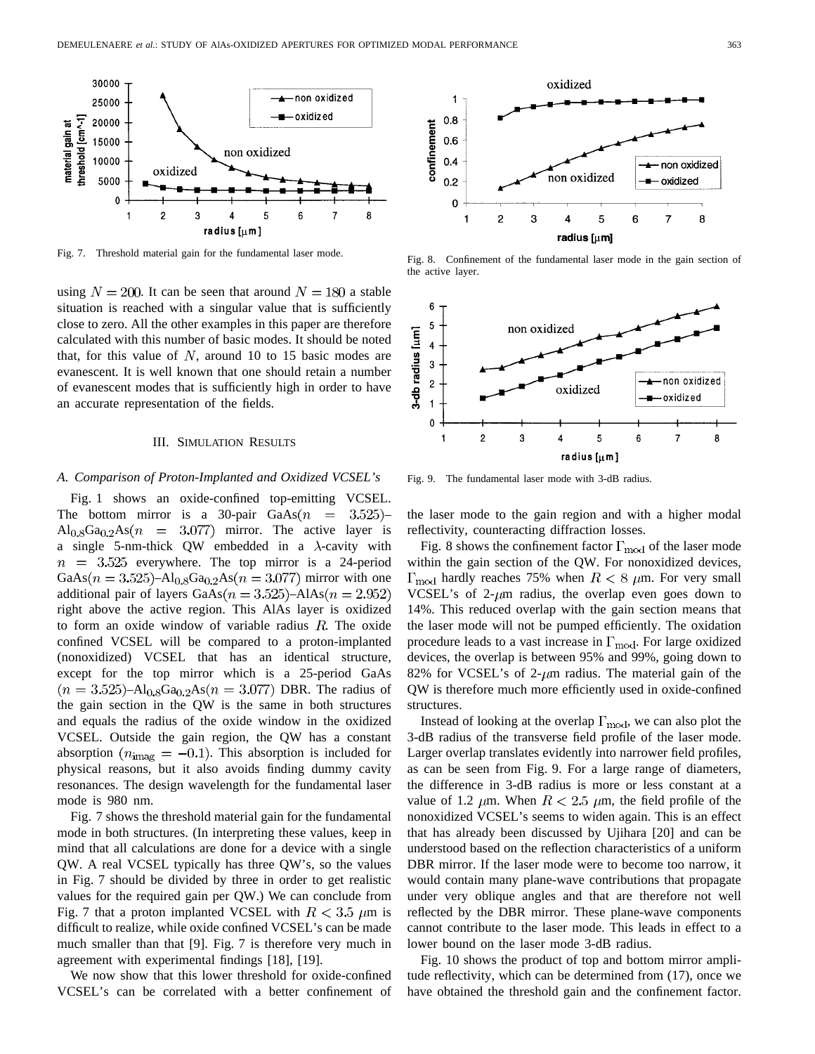Fig. 7. Threshold material gain for the fundamental laser mode.

Fig. 8. Confinement of the fundamental laser mode in the gain section of the active layer.

using $N = 200$. It can be seen that around $N = 180$ a stable situation is reached with a singular value that is sufficiently close to zero. All the other examples in this paper are therefore calculated with this number of basic modes. It should be noted that, for this value of $N$, around 10 to 15 basic modes are evanescent. It is well known that one should retain a number of evanescent modes that is sufficiently high in order to have an accurate representation of the fields.

## III. Simulation Results

### A. Comparison of Proton-Implanted and Oxidized VCSEL's

Fig. 1 shows an oxide-confined top-emitting VCSEL. The bottom mirror is a 30-pair GaAs($n = 3.525$)–$Al_{0.8}Ga_{0.2}As$($n = 3.077$) mirror. The active layer is a single 5-nm-thick QW embedded in a $\lambda$-cavity with $n = 3.525$ everywhere. The top mirror is a 24-period GaAs($n = 3.525$)–$Al_{0.8}Ga_{0.2}As$($n = 3.077$) mirror with one additional pair of layers GaAs($n = 3.525$)–AlAs($n = 2.952$) right above the active region. This AlAs layer is oxidized to form an oxide window of variable radius $R$. The oxide confined VCSEL will be compared to a proton-implanted (nonoxidized) VCSEL that has an identical structure, except for the top mirror which is a 25-period GaAs ($n = 3.525$)–$Al_{0.8}Ga_{0.2}As$($n = 3.077$) DBR. The radius of the gain section in the QW is the same in both structures and equals the radius of the oxide window in the oxidized VCSEL. Outside the gain region, the QW has a constant absorption ($n_{\text{imag}} = -0.1$). This absorption is included for physical reasons, but it also avoids finding dummy cavity resonances. The design wavelength for the fundamental laser mode is 980 nm.

Fig. 7 shows the threshold material gain for the fundamental mode in both structures. (In interpreting these values, keep in mind that all calculations are done for a device with a single QW. A real VCSEL typically has three QW's, so the values in Fig. 7 should be divided by three in order to get realistic values for the required gain per QW.) We can conclude from Fig. 7 that a proton implanted VCSEL with $R < 3.5$ μm is difficult to realize, while oxide confined VCSEL's can be made much smaller than that [9]. Fig. 7 is therefore very much in agreement with experimental findings [18], [19].

We now show that this lower threshold for oxide-confined VCSEL's can be correlated with a better confinement of the laser mode to the gain region and with a higher modal reflectivity, counteracting diffraction losses.

Fig. 9. The fundamental laser mode with 3-dB radius.

Fig. 8 shows the confinement factor $\Gamma_{\text{mod}}$ of the laser mode within the gain section of the QW. For nonoxidized devices, $\Gamma_{\text{mod}}$ hardly reaches 75% when $R < 8$ μm. For very small VCSEL's of 2-μm radius, the overlap even goes down to 14%. This reduced overlap with the gain section means that the laser mode will not be pumped efficiently. The oxidation procedure leads to a vast increase in $\Gamma_{\text{mod}}$. For large oxidized devices, the overlap is between 95% and 99%, going down to 82% for VCSEL's of 2-μm radius. The material gain of the QW is therefore much more efficiently used in oxide-confined structures.

Instead of looking at the overlap $\Gamma_{\text{mod}}$, we can also plot the 3-dB radius of the transverse field profile of the laser mode. Larger overlap translates evidently into narrower field profiles, as can be seen from Fig. 9. For a large range of diameters, the difference in 3-dB radius is more or less constant at a value of 1.2 μm. When $R < 2.5$ μm, the field profile of the nonoxidized VCSEL's seems to widen again. This is an effect that has already been discussed by Ujihara [20] and can be understood based on the reflection characteristics of a uniform DBR mirror. If the laser mode were to become too narrow, it would contain many plane-wave contributions that propagate under very oblique angles and that are therefore not well reflected by the DBR mirror. These plane-wave components cannot contribute to the laser mode. This leads in effect to a lower bound on the laser mode 3-dB radius.

Fig. 10 shows the product of top and bottom mirror amplitude reflectivity, which can be determined from (17), once we have obtained the threshold gain and the confinement factor.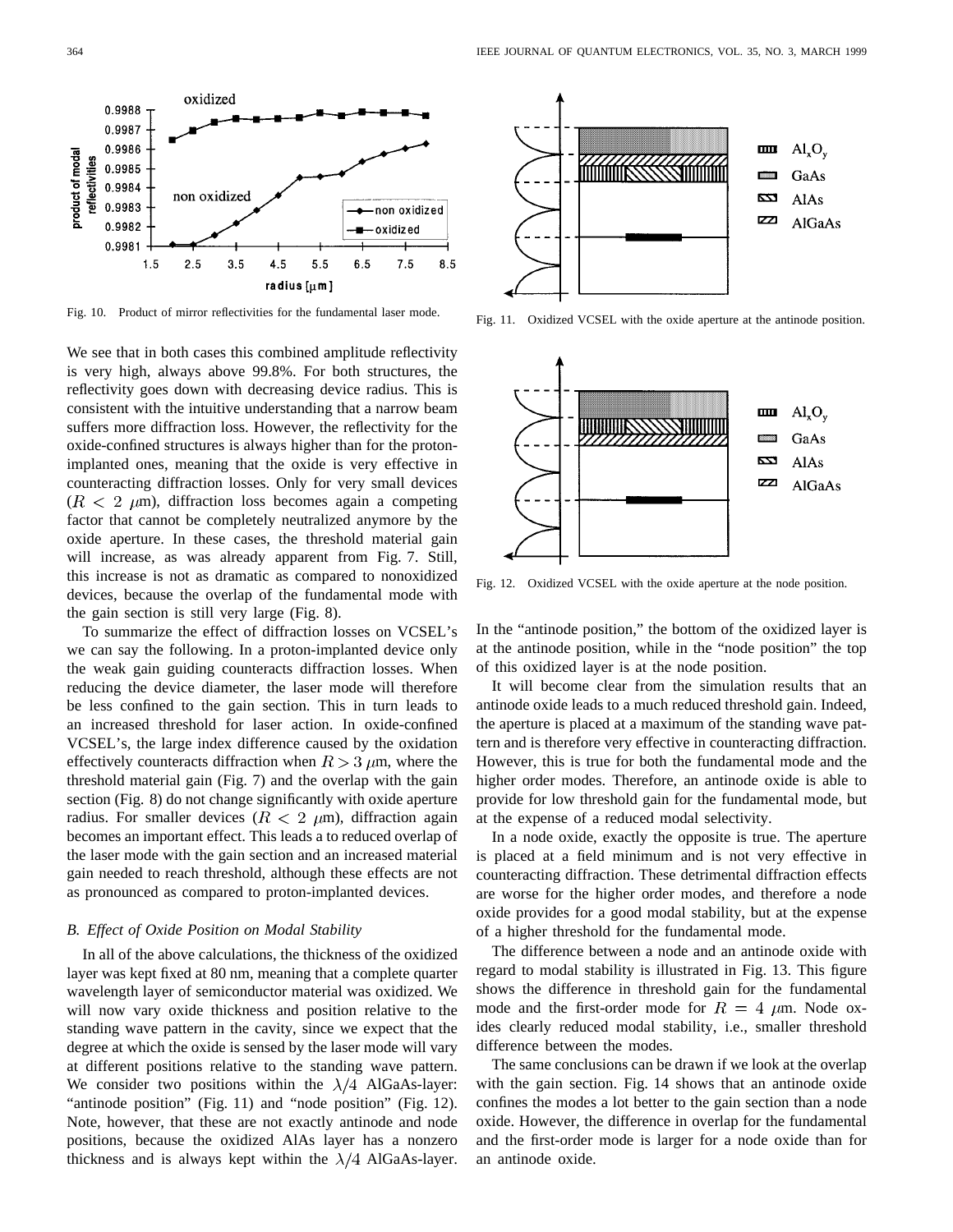Fig. 10. Product of mirror reflectivities for the fundamental laser mode.

We see that in both cases this combined amplitude reflectivity is very high, always above 99.8%. For both structures, the reflectivity goes down with decreasing device radius. This is consistent with the intuitive understanding that a narrow beam suffers more diffraction loss. However, the reflectivity for the oxide-confined structures is always higher than for the proton-implanted ones, meaning that the oxide is very effective in counteracting diffraction losses. Only for very small devices ($R < 2$ $\mu$m), diffraction loss becomes again a competing factor that cannot be completely neutralized anymore by the oxide aperture. In these cases, the threshold material gain will increase, as was already apparent from Fig. 7. Still, this increase is not as dramatic as compared to nonoxidized devices, because the overlap of the fundamental mode with the gain section is still very large (Fig. 8).

To summarize the effect of diffraction losses on VCSEL's we can say the following. In a proton-implanted device only the weak gain guiding counteracts diffraction losses. When reducing the device diameter, the laser mode will therefore be less confined to the gain section. This in turn leads to an increased threshold for laser action. In oxide-confined VCSEL's, the large index difference caused by the oxidation effectively counteracts diffraction when $R > 3$ $\mu$m, where the threshold material gain (Fig. 7) and the overlap with the gain section (Fig. 8) do not change significantly with oxide aperture radius. For smaller devices ($R < 2$ $\mu$m), diffraction again becomes an important effect. This leads a to reduced overlap of the laser mode with the gain section and an increased material gain needed to reach threshold, although these effects are not as pronounced as compared to proton-implanted devices.

### B. Effect of Oxide Position on Modal Stability

In all of the above calculations, the thickness of the oxidized layer was kept fixed at 80 nm, meaning that a complete quarter wavelength layer of semiconductor material was oxidized. We will now vary oxide thickness and position relative to the standing wave pattern in the cavity, since we expect that the degree at which the oxide is sensed by the laser mode will vary at different positions relative to the standing wave pattern. We consider two positions within the $\lambda/4$ AlGaAs-layer: "antinode position" (Fig. 11) and "node position" (Fig. 12). Note, however, that these are not exactly antinode and node positions, because the oxidized AlAs layer has a nonzero thickness and is always kept within the $\lambda/4$ AlGaAs-layer.

Fig. 11. Oxidized VCSEL with the oxide aperture at the antinode position.

Fig. 12. Oxidized VCSEL with the oxide aperture at the node position.

In the "antinode position," the bottom of the oxidized layer is at the antinode position, while in the "node position" the top of this oxidized layer is at the node position.

It will become clear from the simulation results that an antinode oxide leads to a much reduced threshold gain. Indeed, the aperture is placed at a maximum of the standing wave pattern and is therefore very effective in counteracting diffraction. However, this is true for both the fundamental mode and the higher order modes. Therefore, an antinode oxide is able to provide for low threshold gain for the fundamental mode, but at the expense of a reduced modal selectivity.

In a node oxide, exactly the opposite is true. The aperture is placed at a field minimum and is not very effective in counteracting diffraction. These detrimental diffraction effects are worse for the higher order modes, and therefore a node oxide provides for a good modal stability, but at the expense of a higher threshold for the fundamental mode.

The difference between a node and an antinode oxide with regard to modal stability is illustrated in Fig. 13. This figure shows the difference in threshold gain for the fundamental mode and the first-order mode for $R = 4$ $\mu$m. Node oxides clearly reduced modal stability, i.e., smaller threshold difference between the modes.

The same conclusions can be drawn if we look at the overlap with the gain section. Fig. 14 shows that an antinode oxide confines the modes a lot better to the gain section than a node oxide. However, the difference in overlap for the fundamental and the first-order mode is larger for a node oxide than for an antinode oxide.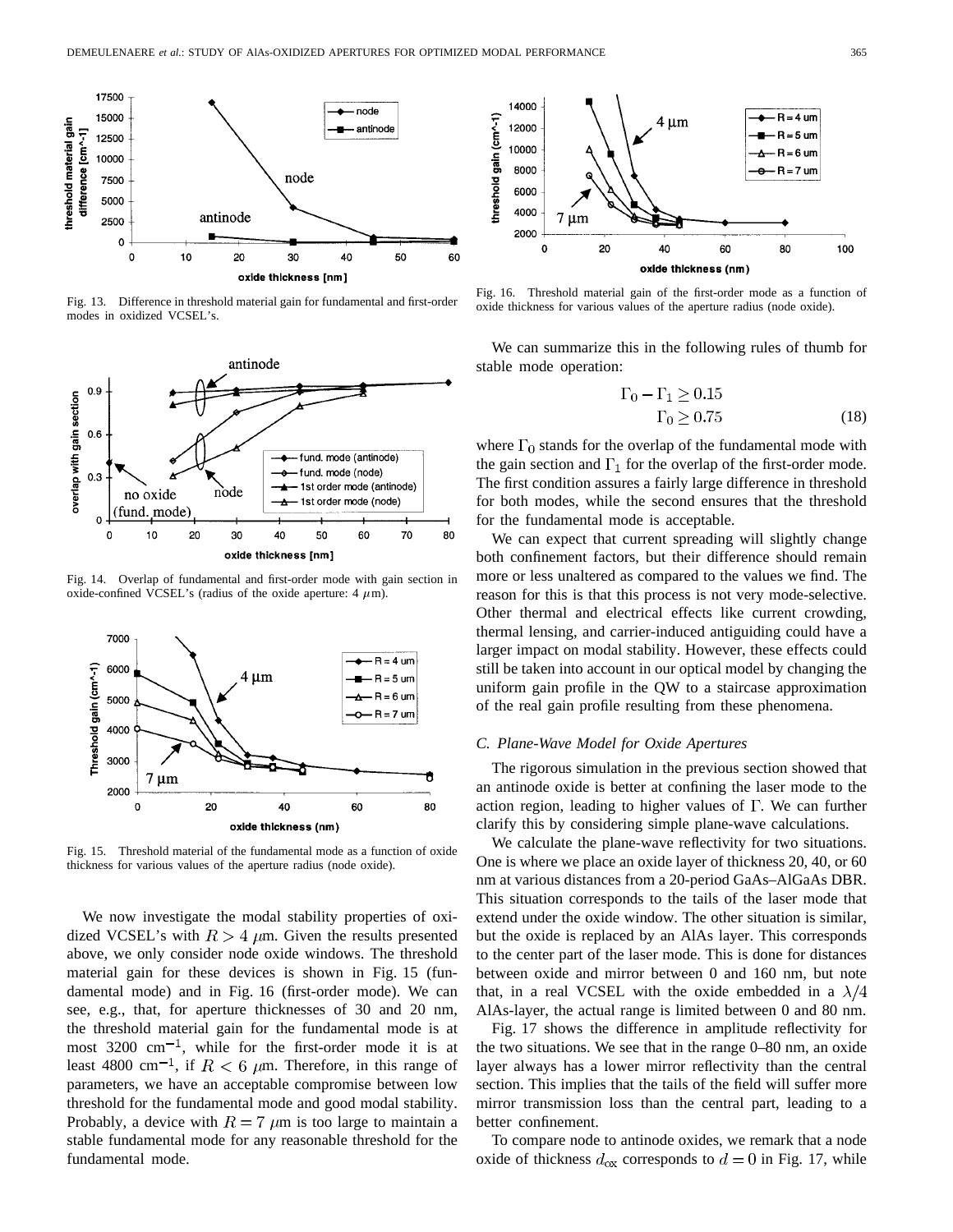Fig. 13. Difference in threshold material gain for fundamental and first-order modes in oxidized VCSEL's.

Fig. 14. Overlap of fundamental and first-order mode with gain section in oxide-confined VCSEL's (radius of the oxide aperture: 4 $\mu$m).

Fig. 15. Threshold material of the fundamental mode as a function of oxide thickness for various values of the aperture radius (node oxide).

We now investigate the modal stability properties of oxidized VCSEL's with $R > 4$ $\mu$m. Given the results presented above, we only consider node oxide windows. The threshold material gain for these devices is shown in Fig. 15 (fundamental mode) and in Fig. 16 (first-order mode). We can see, e.g., that, for aperture thicknesses of 30 and 20 nm, the threshold material gain for the fundamental mode is at most 3200 cm$^{-1}$, while for the first-order mode it is at least 4800 cm$^{-1}$, if $R < 6$ $\mu$m. Therefore, in this range of parameters, we have an acceptable compromise between low threshold for the fundamental mode and good modal stability. Probably, a device with $R = 7$ $\mu$m is too large to maintain a stable fundamental mode for any reasonable threshold for the fundamental mode.

Fig. 16. Threshold material gain of the first-order mode as a function of oxide thickness for various values of the aperture radius (node oxide).

We can summarize this in the following rules of thumb for stable mode operation:

$$\Gamma_0 - \Gamma_1 \geq 0.15$$
$$\Gamma_0 \geq 0.75 \tag{18}$$

where $\Gamma_0$ stands for the overlap of the fundamental mode with the gain section and $\Gamma_1$ for the overlap of the first-order mode. The first condition assures a fairly large difference in threshold for both modes, while the second ensures that the threshold for the fundamental mode is acceptable.

We can expect that current spreading will slightly change both confinement factors, but their difference should remain more or less unaltered as compared to the values we find. The reason for this is that this process is not very mode-selective. Other thermal and electrical effects like current crowding, thermal lensing, and carrier-induced antiguiding could have a larger impact on modal stability. However, these effects could still be taken into account in our optical model by changing the uniform gain profile in the QW to a staircase approximation of the real gain profile resulting from these phenomena.

### C. Plane-Wave Model for Oxide Apertures

The rigorous simulation in the previous section showed that an antinode oxide is better at confining the laser mode to the action region, leading to higher values of $\Gamma$. We can further clarify this by considering simple plane-wave calculations.

We calculate the plane-wave reflectivity for two situations. One is where we place an oxide layer of thickness 20, 40, or 60 nm at various distances from a 20-period GaAs–AlGaAs DBR. This situation corresponds to the tails of the laser mode that extend under the oxide window. The other situation is similar, but the oxide is replaced by an AlAs layer. This corresponds to the center part of the laser mode. This is done for distances between oxide and mirror between 0 and 160 nm, but note that, in a real VCSEL with the oxide embedded in a $\lambda/4$ AlAs-layer, the actual range is limited between 0 and 80 nm.

Fig. 17 shows the difference in amplitude reflectivity for the two situations. We see that in the range 0–80 nm, an oxide layer always has a lower mirror reflectivity than the central section. This implies that the tails of the field will suffer more mirror transmission loss than the central part, leading to a better confinement.

To compare node to antinode oxides, we remark that a node oxide of thickness $d_{ox}$ corresponds to $d = 0$ in Fig. 17, while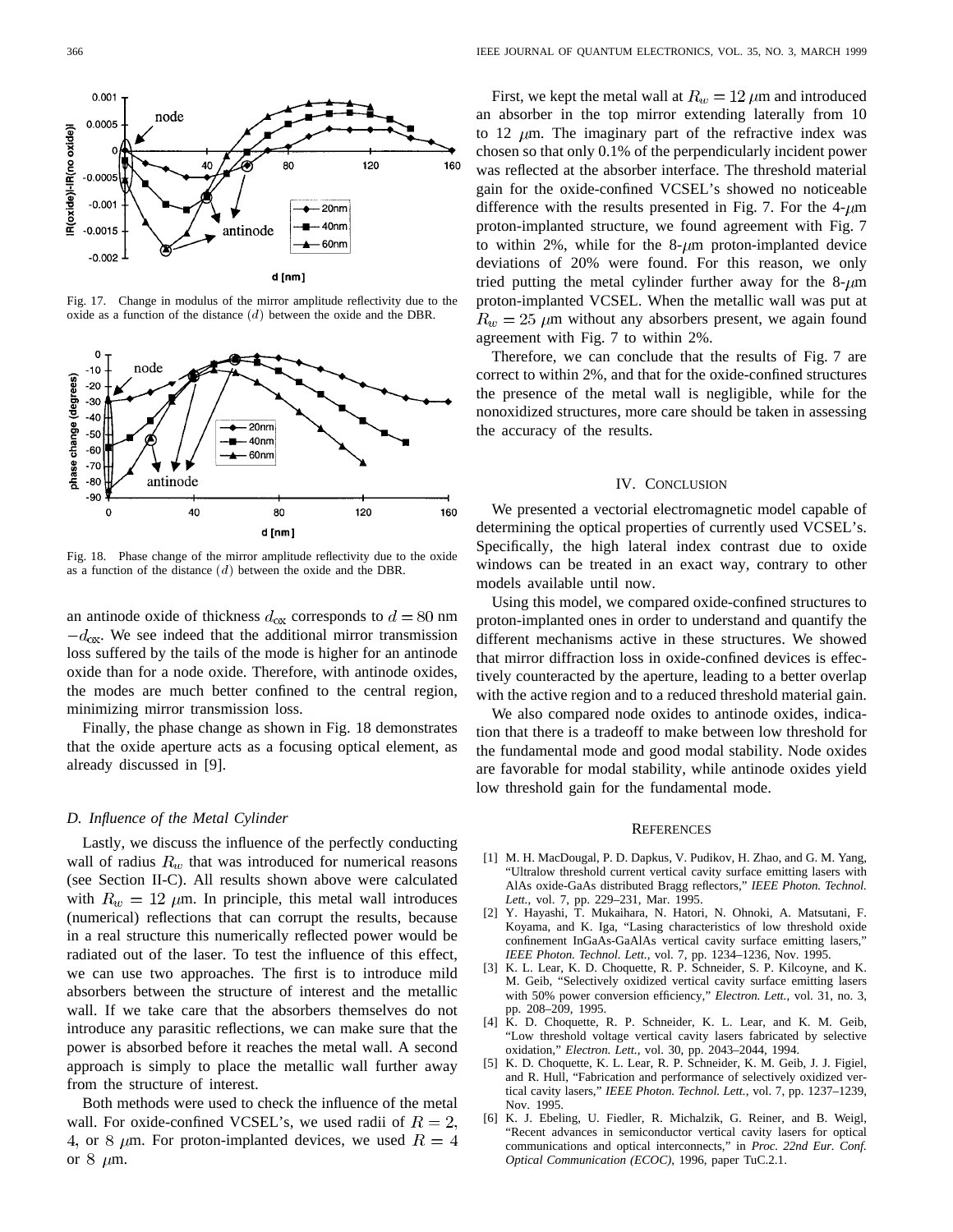Fig. 17. Change in modulus of the mirror amplitude reflectivity due to the oxide as a function of the distance $(d)$ between the oxide and the DBR.

Fig. 18. Phase change of the mirror amplitude reflectivity due to the oxide as a function of the distance $(d)$ between the oxide and the DBR.

an antinode oxide of thickness $d_{ox}$ corresponds to $d = 80$ nm $-d_{ox}$. We see indeed that the additional mirror transmission loss suffered by the tails of the mode is higher for an antinode oxide than for a node oxide. Therefore, with antinode oxides, the modes are much better confined to the central region, minimizing mirror transmission loss.

Finally, the phase change as shown in Fig. 18 demonstrates that the oxide aperture acts as a focusing optical element, as already discussed in [9].

### *D. Influence of the Metal Cylinder*

Lastly, we discuss the influence of the perfectly conducting wall of radius $R_w$ that was introduced for numerical reasons (see Section II-C). All results shown above were calculated with $R_w = 12$ $\mu$m. In principle, this metal wall introduces (numerical) reflections that can corrupt the results, because in a real structure this numerically reflected power would be radiated out of the laser. To test the influence of this effect, we can use two approaches. The first is to introduce mild absorbers between the structure of interest and the metallic wall. If we take care that the absorbers themselves do not introduce any parasitic reflections, we can make sure that the power is absorbed before it reaches the metal wall. A second approach is simply to place the metallic wall further away from the structure of interest.

Both methods were used to check the influence of the metal wall. For oxide-confined VCSEL's, we used radii of $R = 2$, 4, or 8 $\mu$m. For proton-implanted devices, we used $R = 4$ or 8 $\mu$m.

First, we kept the metal wall at $R_w = 12$ $\mu$m and introduced an absorber in the top mirror extending laterally from 10 to 12 $\mu$m. The imaginary part of the refractive index was chosen so that only 0.1% of the perpendicularly incident power was reflected at the absorber interface. The threshold material gain for the oxide-confined VCSEL's showed no noticeable difference with the results presented in Fig. 7. For the 4-$\mu$m proton-implanted structure, we found agreement with Fig. 7 to within 2%, while for the 8-$\mu$m proton-implanted device deviations of 20% were found. For this reason, we only tried putting the metal cylinder further away for the 8-$\mu$m proton-implanted VCSEL. When the metallic wall was put at $R_w = 25$ $\mu$m without any absorbers present, we again found agreement with Fig. 7 to within 2%.

Therefore, we can conclude that the results of Fig. 7 are correct to within 2%, and that for the oxide-confined structures the presence of the metal wall is negligible, while for the nonoxidized structures, more care should be taken in assessing the accuracy of the results.

## IV. Conclusion

We presented a vectorial electromagnetic model capable of determining the optical properties of currently used VCSEL's. Specifically, the high lateral index contrast due to oxide windows can be treated in an exact way, contrary to other models available until now.

Using this model, we compared oxide-confined structures to proton-implanted ones in order to understand and quantify the different mechanisms active in these structures. We showed that mirror diffraction loss in oxide-confined devices is effectively counteracted by the aperture, leading to a better overlap with the active region and to a reduced threshold material gain.

We also compared node oxides to antinode oxides, indication that there is a tradeoff to make between low threshold for the fundamental mode and good modal stability. Node oxides are favorable for modal stability, while antinode oxides yield low threshold gain for the fundamental mode.

## References

[1] M. H. MacDougal, P. D. Dapkus, V. Pudikov, H. Zhao, and G. M. Yang, "Ultralow threshold current vertical cavity surface emitting lasers with AlAs oxide-GaAs distributed Bragg reflectors," *IEEE Photon. Technol. Lett.*, vol. 7, pp. 229–231, Mar. 1995.

[2] Y. Hayashi, T. Mukaihara, N. Hatori, N. Ohnoki, A. Matsutani, F. Koyama, and K. Iga, "Lasing characteristics of low threshold oxide confinement InGaAs-GaAlAs vertical cavity surface emitting lasers," *IEEE Photon. Technol. Lett.*, vol. 7, pp. 1234–1236, Nov. 1995.

[3] K. L. Lear, K. D. Choquette, R. P. Schneider, S. P. Kilcoyne, and K. M. Geib, "Selectively oxidized vertical cavity surface emitting lasers with 50% power conversion efficiency," *Electron. Lett.*, vol. 31, no. 3, pp. 208–209, 1995.

[4] K. D. Choquette, R. P. Schneider, K. L. Lear, and K. M. Geib, "Low threshold voltage vertical cavity lasers fabricated by selective oxidation," *Electron. Lett.*, vol. 30, pp. 2043–2044, 1994.

[5] K. D. Choquette, K. L. Lear, R. P. Schneider, K. M. Geib, J. J. Figiel, and R. Hull, "Fabrication and performance of selectively oxidized vertical cavity lasers," *IEEE Photon. Technol. Lett.*, vol. 7, pp. 1237–1239, Nov. 1995.

[6] K. J. Ebeling, U. Fiedler, R. Michalzik, G. Reiner, and B. Weigl, "Recent advances in semiconductor vertical cavity lasers for optical communications and optical interconnects," in *Proc. 22nd Eur. Conf. Optical Communication (ECOC)*, 1996, paper TuC.2.1.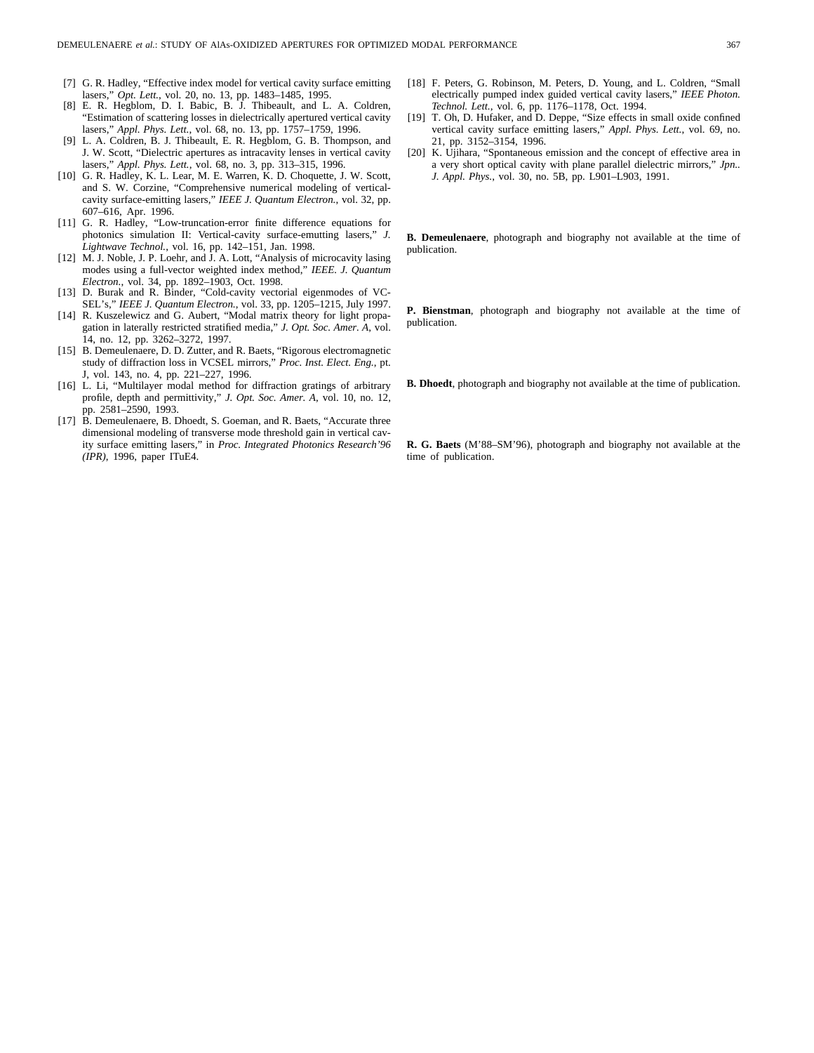[7] G. R. Hadley, "Effective index model for vertical cavity surface emitting lasers," *Opt. Lett.*, vol. 20, no. 13, pp. 1483–1485, 1995.

[8] E. R. Hegblom, D. I. Babic, B. J. Thibeault, and L. A. Coldren, "Estimation of scattering losses in dielectrically apertured vertical cavity lasers," *Appl. Phys. Lett.*, vol. 68, no. 13, pp. 1757–1759, 1996.

[9] L. A. Coldren, B. J. Thibeault, E. R. Hegblom, G. B. Thompson, and J. W. Scott, "Dielectric apertures as intracavity lenses in vertical cavity lasers," *Appl. Phys. Lett.*, vol. 68, no. 3, pp. 313–315, 1996.

[10] G. R. Hadley, K. L. Lear, M. E. Warren, K. D. Choquette, J. W. Scott, and S. W. Corzine, "Comprehensive numerical modeling of vertical-cavity surface-emitting lasers," *IEEE J. Quantum Electron.*, vol. 32, pp. 607–616, Apr. 1996.

[11] G. R. Hadley, "Low-truncation-error finite difference equations for photonics simulation II: Vertical-cavity surface-emutting lasers," *J. Lightwave Technol.*, vol. 16, pp. 142–151, Jan. 1998.

[12] M. J. Noble, J. P. Loehr, and J. A. Lott, "Analysis of microcavity lasing modes using a full-vector weighted index method," *IEEE. J. Quantum Electron.*, vol. 34, pp. 1892–1903, Oct. 1998.

[13] D. Burak and R. Binder, "Cold-cavity vectorial eigenmodes of VCSEL's," *IEEE J. Quantum Electron.*, vol. 33, pp. 1205–1215, July 1997.

[14] R. Kuszelewicz and G. Aubert, "Modal matrix theory for light propagation in laterally restricted stratified media," *J. Opt. Soc. Amer. A*, vol. 14, no. 12, pp. 3262–3272, 1997.

[15] B. Demeulenaere, D. D. Zutter, and R. Baets, "Rigorous electromagnetic study of diffraction loss in VCSEL mirrors," *Proc. Inst. Elect. Eng.*, pt. J, vol. 143, no. 4, pp. 221–227, 1996.

[16] L. Li, "Multilayer modal method for diffraction gratings of arbitrary profile, depth and permittivity," *J. Opt. Soc. Amer. A*, vol. 10, no. 12, pp. 2581–2590, 1993.

[17] B. Demeulenaere, B. Dhoedt, S. Goeman, and R. Baets, "Accurate three dimensional modeling of transverse mode threshold gain in vertical cavity surface emitting lasers," in *Proc. Integrated Photonics Research'96 (IPR)*, 1996, paper ITuE4.

[18] F. Peters, G. Robinson, M. Peters, D. Young, and L. Coldren, "Small electrically pumped index guided vertical cavity lasers," *IEEE Photon. Technol. Lett.*, vol. 6, pp. 1176–1178, Oct. 1994.

[19] T. Oh, D. Hufaker, and D. Deppe, "Size effects in small oxide confined vertical cavity surface emitting lasers," *Appl. Phys. Lett.*, vol. 69, no. 21, pp. 3152–3154, 1996.

[20] K. Ujihara, "Spontaneous emission and the concept of effective area in a very short optical cavity with plane parallel dielectric mirrors," *Jpn.. J. Appl. Phys.*, vol. 30, no. 5B, pp. L901–L903, 1991.

**B. Demeulenaere**, photograph and biography not available at the time of publication.

**P. Bienstman**, photograph and biography not available at the time of publication.

**B. Dhoedt**, photograph and biography not available at the time of publication.

**R. G. Baets** (M'88–SM'96), photograph and biography not available at the time of publication.